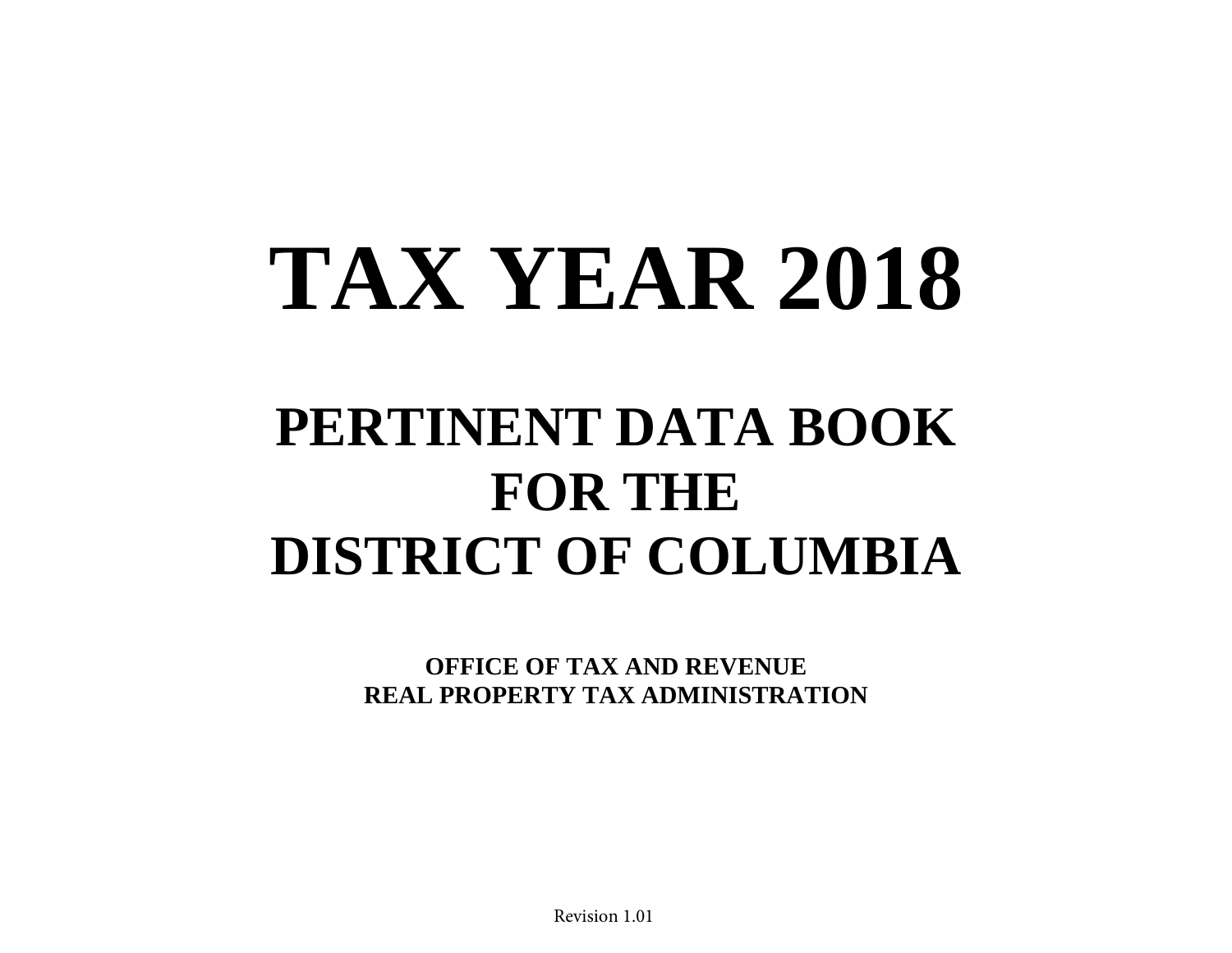# TAX YEAR 2018

## PERTINENT DATA BOOK FOR THE DISTRICT OF COLUMBIA

**OFFICE OF TAX AND REVENUE**
**REAL PROPERTY TAX ADMINISTRATION**

Revision 1.01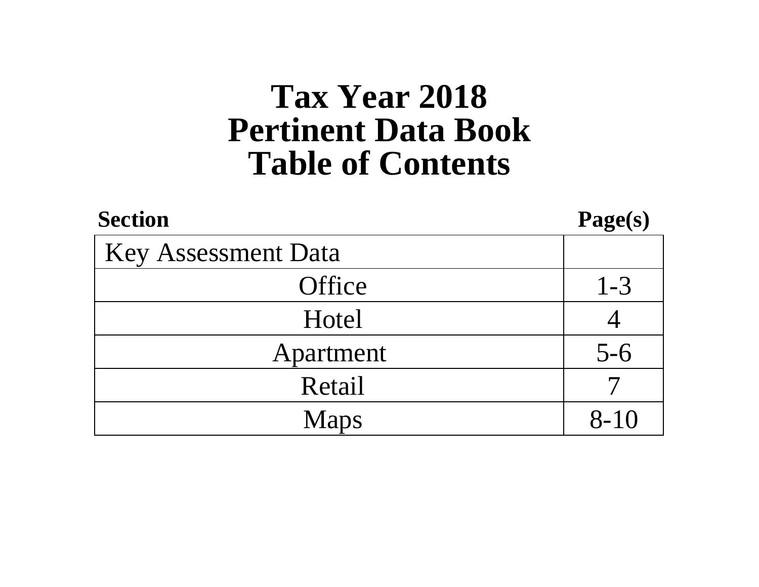# Tax Year 2018
# Pertinent Data Book
# Table of Contents

| Section | Page(s) |
|---|---|
| Key Assessment Data | |
| Office | 1-3 |
| Hotel | 4 |
| Apartment | 5-6 |
| Retail | 7 |
| Maps | 8-10 |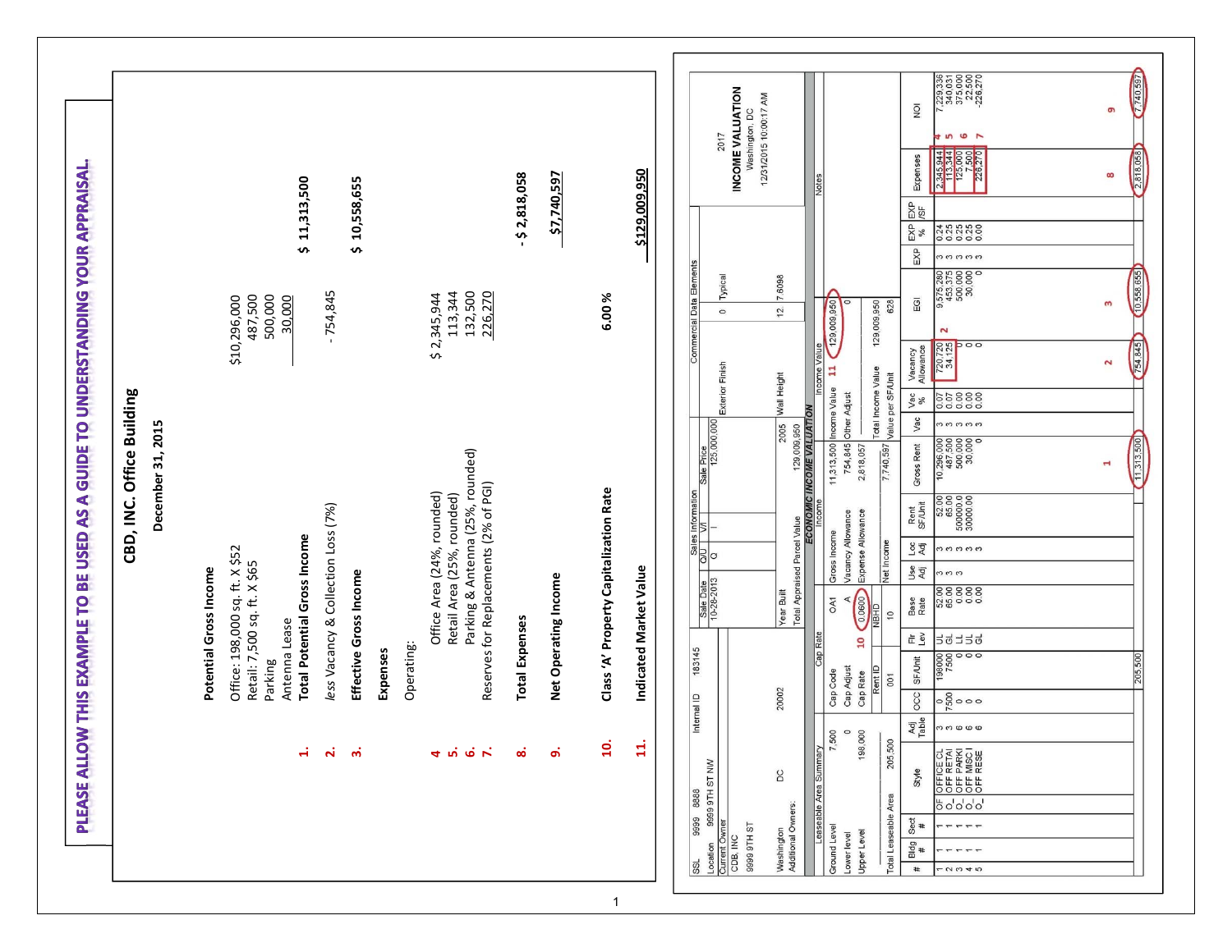# PLEASE ALLOW THIS EXAMPLE TO BE USED AS A GUIDE TO UNDERSTANDING YOUR APPRAISAL.

## CBD, INC. Office Building

**December 31, 2015**

**Potential Gross Income**

| | | | |
|---|---|---|---|
| | Office: 198,000 sq. ft. X $52 | $10,296,000 | |
| | Retail: 7,500 sq. ft. X $65 | 487,500 | |
| | Parking | 500,000 | |
| | Antenna Lease | 30,000 | |
| **1.** | **Total Potential Gross Income** | | **$ 11,313,500** |
| **2.** | *less* Vacancy & Collection Loss (7%) | - 754,845 | |
| **3.** | **Effective Gross Income** | | **$ 10,558,655** |
| | **Expenses** | | |
| | Operating: | | |
| **4** | Office Area (24%, rounded) | $ 2,345,944 | |
| **5.** | Retail Area (25%, rounded) | 113,344 | |
| **6.** | Parking & Antenna (25%, rounded) | 132,500 | |
| **7.** | Reserves for Replacements (2% of PGI) | 226,270 | |
| **8.** | **Total Expenses** | | **- $ 2,818,058** |
| **9.** | **Net Operating Income** | | **$7,740,597** |
| **10.** | **Class 'A' Property Capitalization Rate** | 6.00 % | |
| **11.** | **Indicated Market Value** | | **$129,009,950** |

---

SSL 9999 8888 Internal ID 183145
Location 9999 9TH ST NW
Current Owner: CDB, INC
9999 9TH ST
Washington DC 20002
Additional Owners:

**Sales Information**

| Sale Date | Q/U | V/I | Sale Price |
|---|---|---|---|
| 10-26-2013 | Q | I | 125,000,000 |

**Commercial Data Elements**

| | | |
|---|---|---|
| Exterior Finish | 0 | Typical |
| Year Built | 2005 | |
| Wall Height | 12. | 7.6098 |
| Total Appraised Parcel Value | 129,009,950 | |

2017
**INCOME VALUATION**
Washington, DC
12/31/2015 10:00:17 AM

**Leaseable Area Summary**

| | |
|---|---|
| Ground Level | 7,500 |
| Lower level | 0 |
| Upper Level | 198,000 |
| Total Leaseable Area | 205,500 |

**Cap Rate**

| | | |
|---|---|---|
| Cap Code | OAt | |
| Cap Adjust | A | |
| Cap Rate | 10 | 0.0600 |
| Rent ID | NBHD | |
| 001 | 10 | |

**ECONOMIC INCOME VALUATION**

| Income | | Income Value | |
|---|---|---|---|
| Gross Income | 11,313,500 | Income Value 11 | 129,009,950 |
| Vacancy Allowance | 754,845 | Other Adjust | 0 |
| Expense Allowance | 2,818,057 | | |
| Net Income | 7,740,597 | Total Income Value | 129,009,950 |
| | | Value per SF/Unit | 628 |

Notes

| # | Bldg # | Sect # | | Style | Adj Table | OCC | SF/Unit | Flr Lev | Base Rate | Use Adj | Loc Adj | Rent SF/Unit | Gross Rent | Vac | Vac % | Vacancy Allowance | EGI | EXP | EXP % | EXP /SF | Expenses | NOI |
|---|---|---|---|---|---|---|---|---|---|---|---|---|---|---|---|---|---|---|---|---|---|---|
| 1 | 1 | 1 | OF | OFFICE CL | 3 | 0 | 198000 | UL | 52.00 | 3 | 3 | 52.00 | 10,296,000 | 3 | 0.07 | 720,720 | 9,575,280 | 3 | 0.24 | | 2,345,944 | 7,229,336 |
| 2 | 1 | 1 | O_ | OFF RETAI | 3 | 7500 | 7500 | GL | 65.00 | 3 | 3 | 65.00 | 487,500 | 3 | 0.07 | 34,125 | 453,375 | 3 | 0.25 | | 113,344 | 340,031 |
| 3 | 1 | 1 | O_ | OFF PARKI | 6 | 0 | 0 | LL | 0.00 | 3 | 3 | 500000.0 | 500,000 | 3 | 0.00 | 0 | 500,000 | 3 | 0.25 | | 125,000 | 375,000 |
| 4 | 1 | 1 | O_ | OFF MISC I | 6 | 0 | 0 | UL | 0.00 | | 3 | 30000.00 | 30,000 | 3 | 0.00 | 0 | 30,000 | 3 | 0.25 | | 7,500 | 22,500 |
| 5 | 1 | 1 | O_ | OFF RESE | 6 | 0 | 0 | GL | 0.00 | | 3 | | 0 | 3 | 0.00 | 0 | 0 | 3 | 0.00 | | 226,270 | -226,270 |
| | | | | | | | 205,500 | | | | | | 11,313,500 | | | 754,845 | 10,558,655 | | | | 2,818,058 | 7,740,597 |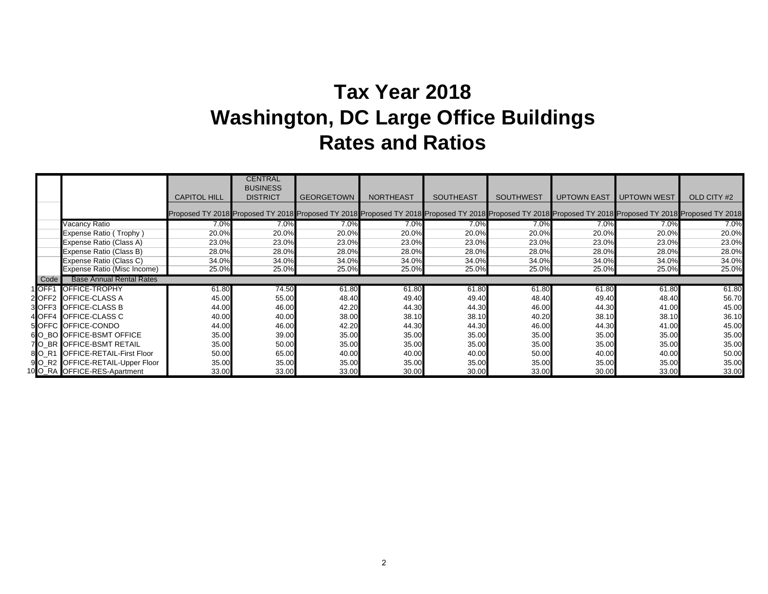# Tax Year 2018

# Washington, DC Large Office Buildings

# Rates and Ratios

| | | | CAPITOL HILL | CENTRAL BUSINESS DISTRICT | GEORGETOWN | NORTHEAST | SOUTHEAST | SOUTHWEST | UPTOWN EAST | UPTOWN WEST | OLD CITY #2 |
|---|---|---|---|---|---|---|---|---|---|---|---|
| | | | Proposed TY 2018 | Proposed TY 2018 | Proposed TY 2018 | Proposed TY 2018 | Proposed TY 2018 | Proposed TY 2018 | Proposed TY 2018 | Proposed TY 2018 | Proposed TY 2018 |
| | | Vacancy Ratio | 7.0% | 7.0% | 7.0% | 7.0% | 7.0% | 7.0% | 7.0% | 7.0% | 7.0% |
| | | Expense Ratio ( Trophy ) | 20.0% | 20.0% | 20.0% | 20.0% | 20.0% | 20.0% | 20.0% | 20.0% | 20.0% |
| | | Expense Ratio (Class A) | 23.0% | 23.0% | 23.0% | 23.0% | 23.0% | 23.0% | 23.0% | 23.0% | 23.0% |
| | | Expense Ratio (Class B) | 28.0% | 28.0% | 28.0% | 28.0% | 28.0% | 28.0% | 28.0% | 28.0% | 28.0% |
| | | Expense Ratio (Class C) | 34.0% | 34.0% | 34.0% | 34.0% | 34.0% | 34.0% | 34.0% | 34.0% | 34.0% |
| | | Expense Ratio (Misc Income) | 25.0% | 25.0% | 25.0% | 25.0% | 25.0% | 25.0% | 25.0% | 25.0% | 25.0% |
| | Code | Base Annual Rental Rates | | | | | | | | | |
| 1 | OFF1 | OFFICE-TROPHY | 61.80 | 74.50 | 61.80 | 61.80 | 61.80 | 61.80 | 61.80 | 61.80 | 61.80 |
| 2 | OFF2 | OFFICE-CLASS A | 45.00 | 55.00 | 48.40 | 49.40 | 49.40 | 48.40 | 49.40 | 48.40 | 56.70 |
| 3 | OFF3 | OFFICE-CLASS B | 44.00 | 46.00 | 42.20 | 44.30 | 44.30 | 46.00 | 44.30 | 41.00 | 45.00 |
| 4 | OFF4 | OFFICE-CLASS C | 40.00 | 40.00 | 38.00 | 38.10 | 38.10 | 40.20 | 38.10 | 38.10 | 36.10 |
| 5 | OFFC | OFFICE-CONDO | 44.00 | 46.00 | 42.20 | 44.30 | 44.30 | 46.00 | 44.30 | 41.00 | 45.00 |
| 6 | O_BO | OFFICE-BSMT OFFICE | 35.00 | 39.00 | 35.00 | 35.00 | 35.00 | 35.00 | 35.00 | 35.00 | 35.00 |
| 7 | O_BR | OFFICE-BSMT RETAIL | 35.00 | 50.00 | 35.00 | 35.00 | 35.00 | 35.00 | 35.00 | 35.00 | 35.00 |
| 8 | O_R1 | OFFICE-RETAIL-First Floor | 50.00 | 65.00 | 40.00 | 40.00 | 40.00 | 50.00 | 40.00 | 40.00 | 50.00 |
| 9 | O_R2 | OFFICE-RETAIL-Upper Floor | 35.00 | 35.00 | 35.00 | 35.00 | 35.00 | 35.00 | 35.00 | 35.00 | 35.00 |
| 10 | O_RA | OFFICE-RES-Apartment | 33.00 | 33.00 | 33.00 | 30.00 | 30.00 | 33.00 | 30.00 | 33.00 | 33.00 |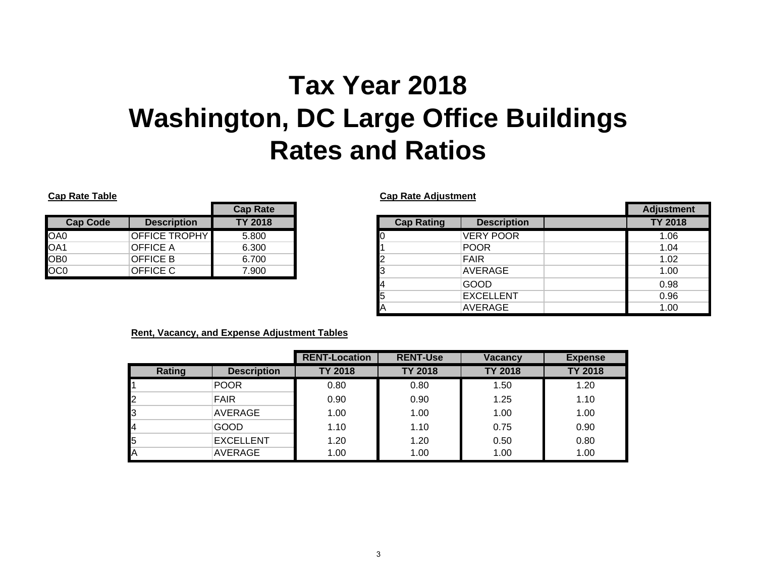# Tax Year 2018
# Washington, DC Large Office Buildings
# Rates and Ratios

**Cap Rate Table**

| | | Cap Rate |
|---|---|---|
| **Cap Code** | **Description** | **TY 2018** |
| OA0 | OFFICE TROPHY | 5.800 |
| OA1 | OFFICE A | 6.300 |
| OB0 | OFFICE B | 6.700 |
| OC0 | OFFICE C | 7.900 |

**Cap Rate Adjustment**

| | | | Adjustment |
|---|---|---|---|
| **Cap Rating** | **Description** | | **TY 2018** |
| 0 | VERY POOR | | 1.06 |
| 1 | POOR | | 1.04 |
| 2 | FAIR | | 1.02 |
| 3 | AVERAGE | | 1.00 |
| 4 | GOOD | | 0.98 |
| 5 | EXCELLENT | | 0.96 |
| A | AVERAGE | | 1.00 |

**Rent, Vacancy, and Expense Adjustment Tables**

| | | RENT-Location | RENT-Use | Vacancy | Expense |
|---|---|---|---|---|---|
| **Rating** | **Description** | **TY 2018** | **TY 2018** | **TY 2018** | **TY 2018** |
| 1 | POOR | 0.80 | 0.80 | 1.50 | 1.20 |
| 2 | FAIR | 0.90 | 0.90 | 1.25 | 1.10 |
| 3 | AVERAGE | 1.00 | 1.00 | 1.00 | 1.00 |
| 4 | GOOD | 1.10 | 1.10 | 0.75 | 0.90 |
| 5 | EXCELLENT | 1.20 | 1.20 | 0.50 | 0.80 |
| A | AVERAGE | 1.00 | 1.00 | 1.00 | 1.00 |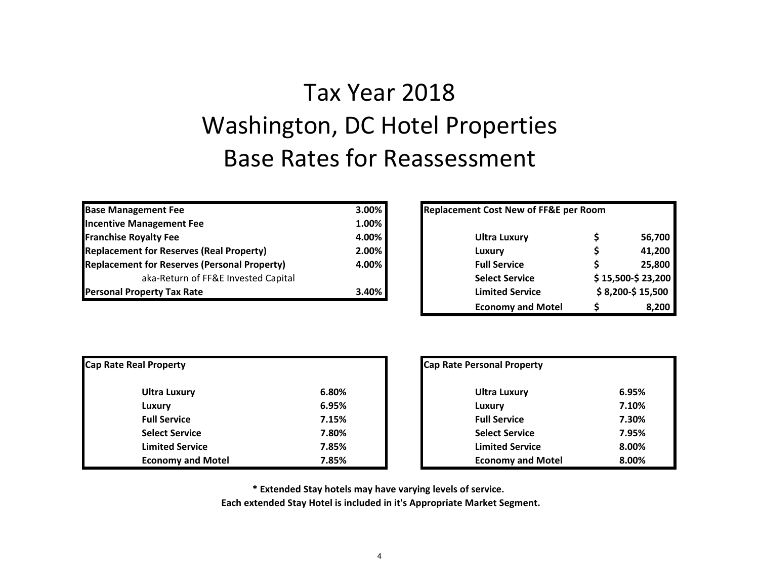# Tax Year 2018
# Washington, DC Hotel Properties
# Base Rates for Reassessment

| | |
|---|---|
| **Base Management Fee** | **3.00%** |
| **Incentive Management Fee** | **1.00%** |
| **Franchise Royalty Fee** | **4.00%** |
| **Replacement for Reserves (Real Property)** | **2.00%** |
| **Replacement for Reserves (Personal Property)** | **4.00%** |
| aka-Return of FF&E Invested Capital | |
| **Personal Property Tax Rate** | **3.40%** |

| **Replacement Cost New of FF&E per Room** | |
|---|---|
| **Ultra Luxury** | **$ 56,700** |
| **Luxury** | **$ 41,200** |
| **Full Service** | **$ 25,800** |
| **Select Service** | **$ 15,500-$ 23,200** |
| **Limited Service** | **$ 8,200-$ 15,500** |
| **Economy and Motel** | **$ 8,200** |

| **Cap Rate Real Property** | |
|---|---|
| **Ultra Luxury** | **6.80%** |
| **Luxury** | **6.95%** |
| **Full Service** | **7.15%** |
| **Select Service** | **7.80%** |
| **Limited Service** | **7.85%** |
| **Economy and Motel** | **7.85%** |

| **Cap Rate Personal Property** | |
|---|---|
| **Ultra Luxury** | **6.95%** |
| **Luxury** | **7.10%** |
| **Full Service** | **7.30%** |
| **Select Service** | **7.95%** |
| **Limited Service** | **8.00%** |
| **Economy and Motel** | **8.00%** |

**\* Extended Stay hotels may have varying levels of service.**
**Each extended Stay Hotel is included in it's Appropriate Market Segment.**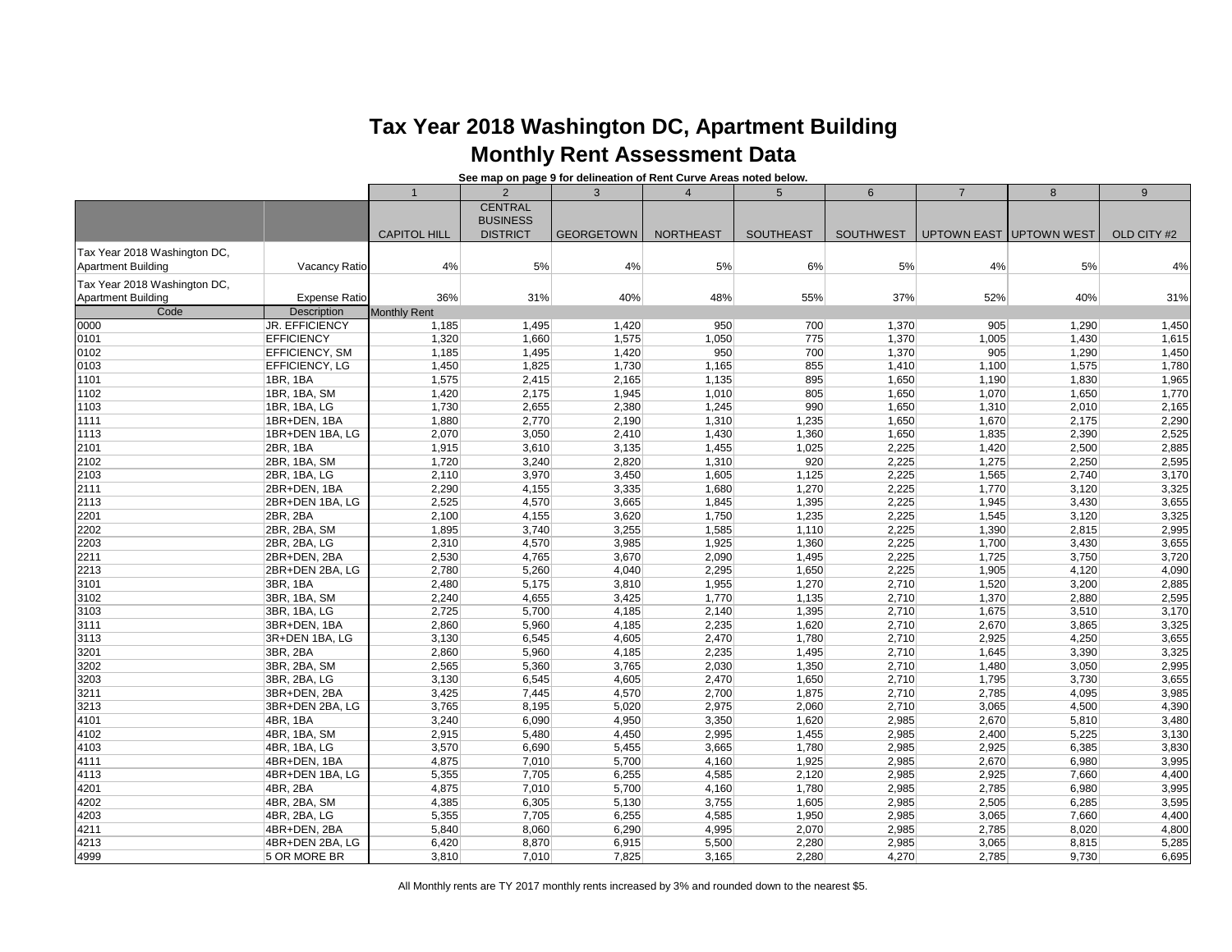# Tax Year 2018 Washington DC, Apartment Building

## Monthly Rent Assessment Data

**See map on page 9 for delineation of Rent Curve Areas noted below.**

| | | 1 | 2 | 3 | 4 | 5 | 6 | 7 | 8 | 9 |
|---|---|---|---|---|---|---|---|---|---|---|
| | | CAPITOL HILL | CENTRAL BUSINESS DISTRICT | GEORGETOWN | NORTHEAST | SOUTHEAST | SOUTHWEST | UPTOWN EAST | UPTOWN WEST | OLD CITY #2 |
| Tax Year 2018 Washington DC, Apartment Building | Vacancy Ratio | 4% | 5% | 4% | 5% | 6% | 5% | 4% | 5% | 4% |
| Tax Year 2018 Washington DC, Apartment Building | Expense Ratio | 36% | 31% | 40% | 48% | 55% | 37% | 52% | 40% | 31% |
| Code | Description | Monthly Rent | | | | | | | | |
| 0000 | JR. EFFICIENCY | 1,185 | 1,495 | 1,420 | 950 | 700 | 1,370 | 905 | 1,290 | 1,450 |
| 0101 | EFFICIENCY | 1,320 | 1,660 | 1,575 | 1,050 | 775 | 1,370 | 1,005 | 1,430 | 1,615 |
| 0102 | EFFICIENCY, SM | 1,185 | 1,495 | 1,420 | 950 | 700 | 1,370 | 905 | 1,290 | 1,450 |
| 0103 | EFFICIENCY, LG | 1,450 | 1,825 | 1,730 | 1,165 | 855 | 1,410 | 1,100 | 1,575 | 1,780 |
| 1101 | 1BR, 1BA | 1,575 | 2,415 | 2,165 | 1,135 | 895 | 1,650 | 1,190 | 1,830 | 1,965 |
| 1102 | 1BR, 1BA, SM | 1,420 | 2,175 | 1,945 | 1,010 | 805 | 1,650 | 1,070 | 1,650 | 1,770 |
| 1103 | 1BR, 1BA, LG | 1,730 | 2,655 | 2,380 | 1,245 | 990 | 1,650 | 1,310 | 2,010 | 2,165 |
| 1111 | 1BR+DEN, 1BA | 1,880 | 2,770 | 2,190 | 1,310 | 1,235 | 1,650 | 1,670 | 2,175 | 2,290 |
| 1113 | 1BR+DEN 1BA, LG | 2,070 | 3,050 | 2,410 | 1,430 | 1,360 | 1,650 | 1,835 | 2,390 | 2,525 |
| 2101 | 2BR, 1BA | 1,915 | 3,610 | 3,135 | 1,455 | 1,025 | 2,225 | 1,420 | 2,500 | 2,885 |
| 2102 | 2BR, 1BA, SM | 1,720 | 3,240 | 2,820 | 1,310 | 920 | 2,225 | 1,275 | 2,250 | 2,595 |
| 2103 | 2BR, 1BA, LG | 2,110 | 3,970 | 3,450 | 1,605 | 1,125 | 2,225 | 1,565 | 2,740 | 3,170 |
| 2111 | 2BR+DEN, 1BA | 2,290 | 4,155 | 3,335 | 1,680 | 1,270 | 2,225 | 1,770 | 3,120 | 3,325 |
| 2113 | 2BR+DEN 1BA, LG | 2,525 | 4,570 | 3,665 | 1,845 | 1,395 | 2,225 | 1,945 | 3,430 | 3,655 |
| 2201 | 2BR, 2BA | 2,100 | 4,155 | 3,620 | 1,750 | 1,235 | 2,225 | 1,545 | 3,120 | 3,325 |
| 2202 | 2BR, 2BA, SM | 1,895 | 3,740 | 3,255 | 1,585 | 1,110 | 2,225 | 1,390 | 2,815 | 2,995 |
| 2203 | 2BR, 2BA, LG | 2,310 | 4,570 | 3,985 | 1,925 | 1,360 | 2,225 | 1,700 | 3,430 | 3,655 |
| 2211 | 2BR+DEN, 2BA | 2,530 | 4,765 | 3,670 | 2,090 | 1,495 | 2,225 | 1,725 | 3,750 | 3,720 |
| 2213 | 2BR+DEN 2BA, LG | 2,780 | 5,260 | 4,040 | 2,295 | 1,650 | 2,225 | 1,905 | 4,120 | 4,090 |
| 3101 | 3BR, 1BA | 2,480 | 5,175 | 3,810 | 1,955 | 1,270 | 2,710 | 1,520 | 3,200 | 2,885 |
| 3102 | 3BR, 1BA, SM | 2,240 | 4,655 | 3,425 | 1,770 | 1,135 | 2,710 | 1,370 | 2,880 | 2,595 |
| 3103 | 3BR, 1BA, LG | 2,725 | 5,700 | 4,185 | 2,140 | 1,395 | 2,710 | 1,675 | 3,510 | 3,170 |
| 3111 | 3BR+DEN, 1BA | 2,860 | 5,960 | 4,185 | 2,235 | 1,620 | 2,710 | 2,670 | 3,865 | 3,325 |
| 3113 | 3R+DEN 1BA, LG | 3,130 | 6,545 | 4,605 | 2,470 | 1,780 | 2,710 | 2,925 | 4,250 | 3,655 |
| 3201 | 3BR, 2BA | 2,860 | 5,960 | 4,185 | 2,235 | 1,495 | 2,710 | 1,645 | 3,390 | 3,325 |
| 3202 | 3BR, 2BA, SM | 2,565 | 5,360 | 3,765 | 2,030 | 1,350 | 2,710 | 1,480 | 3,050 | 2,995 |
| 3203 | 3BR, 2BA, LG | 3,130 | 6,545 | 4,605 | 2,470 | 1,650 | 2,710 | 1,795 | 3,730 | 3,655 |
| 3211 | 3BR+DEN, 2BA | 3,425 | 7,445 | 4,570 | 2,700 | 1,875 | 2,710 | 2,785 | 4,095 | 3,985 |
| 3213 | 3BR+DEN 2BA, LG | 3,765 | 8,195 | 5,020 | 2,975 | 2,060 | 2,710 | 3,065 | 4,500 | 4,390 |
| 4101 | 4BR, 1BA | 3,240 | 6,090 | 4,950 | 3,350 | 1,620 | 2,985 | 2,670 | 5,810 | 3,480 |
| 4102 | 4BR, 1BA, SM | 2,915 | 5,480 | 4,450 | 2,995 | 1,455 | 2,985 | 2,400 | 5,225 | 3,130 |
| 4103 | 4BR, 1BA, LG | 3,570 | 6,690 | 5,455 | 3,665 | 1,780 | 2,985 | 2,925 | 6,385 | 3,830 |
| 4111 | 4BR+DEN, 1BA | 4,875 | 7,010 | 5,700 | 4,160 | 1,925 | 2,985 | 2,670 | 6,980 | 3,995 |
| 4113 | 4BR+DEN 1BA, LG | 5,355 | 7,705 | 6,255 | 4,585 | 2,120 | 2,985 | 2,925 | 7,660 | 4,400 |
| 4201 | 4BR, 2BA | 4,875 | 7,010 | 5,700 | 4,160 | 1,780 | 2,985 | 2,785 | 6,980 | 3,995 |
| 4202 | 4BR, 2BA, SM | 4,385 | 6,305 | 5,130 | 3,755 | 1,605 | 2,985 | 2,505 | 6,285 | 3,595 |
| 4203 | 4BR, 2BA, LG | 5,355 | 7,705 | 6,255 | 4,585 | 1,950 | 2,985 | 3,065 | 7,660 | 4,400 |
| 4211 | 4BR+DEN, 2BA | 5,840 | 8,060 | 6,290 | 4,995 | 2,070 | 2,985 | 2,785 | 8,020 | 4,800 |
| 4213 | 4BR+DEN 2BA, LG | 6,420 | 8,870 | 6,915 | 5,500 | 2,280 | 2,985 | 3,065 | 8,815 | 5,285 |
| 4999 | 5 OR MORE BR | 3,810 | 7,010 | 7,825 | 3,165 | 2,280 | 4,270 | 2,785 | 9,730 | 6,695 |

All Monthly rents are TY 2017 monthly rents increased by 3% and rounded down to the nearest $5.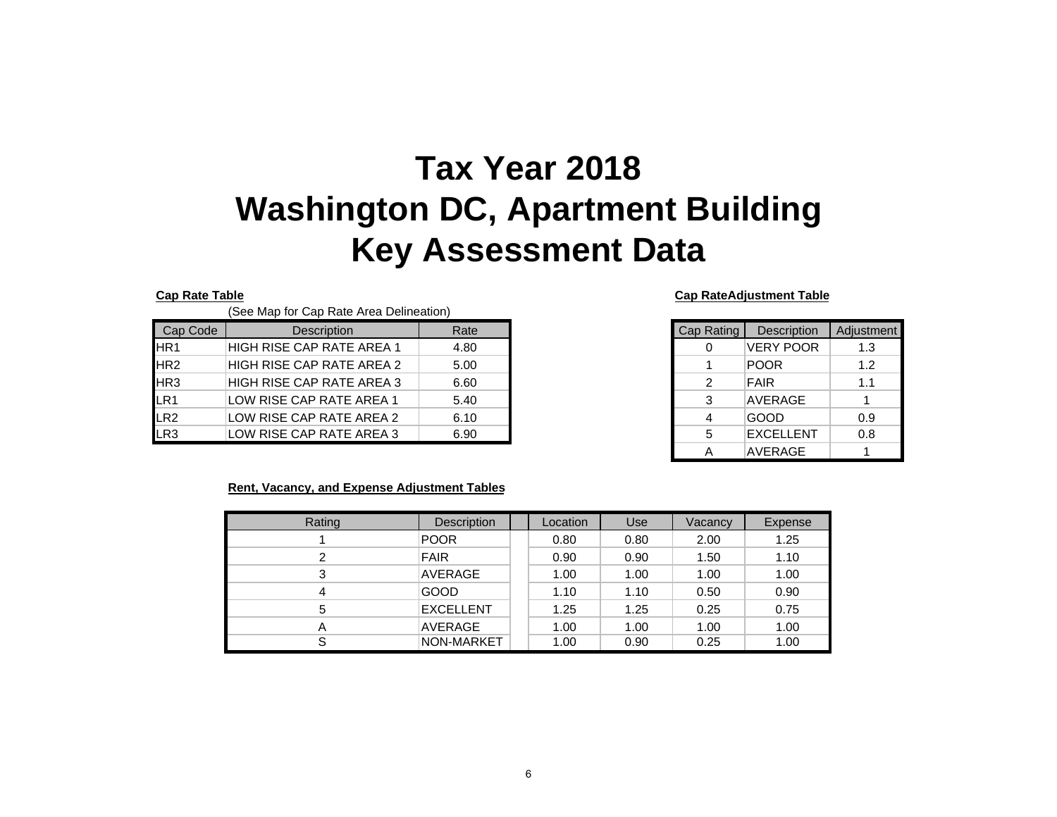# Tax Year 2018
# Washington DC, Apartment Building
# Key Assessment Data

**Cap Rate Table**

(See Map for Cap Rate Area Delineation)

| Cap Code | Description | Rate |
|---|---|---|
| HR1 | HIGH RISE CAP RATE AREA 1 | 4.80 |
| HR2 | HIGH RISE CAP RATE AREA 2 | 5.00 |
| HR3 | HIGH RISE CAP RATE AREA 3 | 6.60 |
| LR1 | LOW RISE CAP RATE AREA 1 | 5.40 |
| LR2 | LOW RISE CAP RATE AREA 2 | 6.10 |
| LR3 | LOW RISE CAP RATE AREA 3 | 6.90 |

**Cap RateAdjustment Table**

| Cap Rating | Description | Adjustment |
|---|---|---|
| 0 | VERY POOR | 1.3 |
| 1 | POOR | 1.2 |
| 2 | FAIR | 1.1 |
| 3 | AVERAGE | 1 |
| 4 | GOOD | 0.9 |
| 5 | EXCELLENT | 0.8 |
| A | AVERAGE | 1 |

**Rent, Vacancy, and Expense Adjustment Tables**

| Rating | Description | | Location | Use | Vacancy | Expense |
|---|---|---|---|---|---|---|
| 1 | POOR | | 0.80 | 0.80 | 2.00 | 1.25 |
| 2 | FAIR | | 0.90 | 0.90 | 1.50 | 1.10 |
| 3 | AVERAGE | | 1.00 | 1.00 | 1.00 | 1.00 |
| 4 | GOOD | | 1.10 | 1.10 | 0.50 | 0.90 |
| 5 | EXCELLENT | | 1.25 | 1.25 | 0.25 | 0.75 |
| A | AVERAGE | | 1.00 | 1.00 | 1.00 | 1.00 |
| S | NON-MARKET | | 1.00 | 0.90 | 0.25 | 1.00 |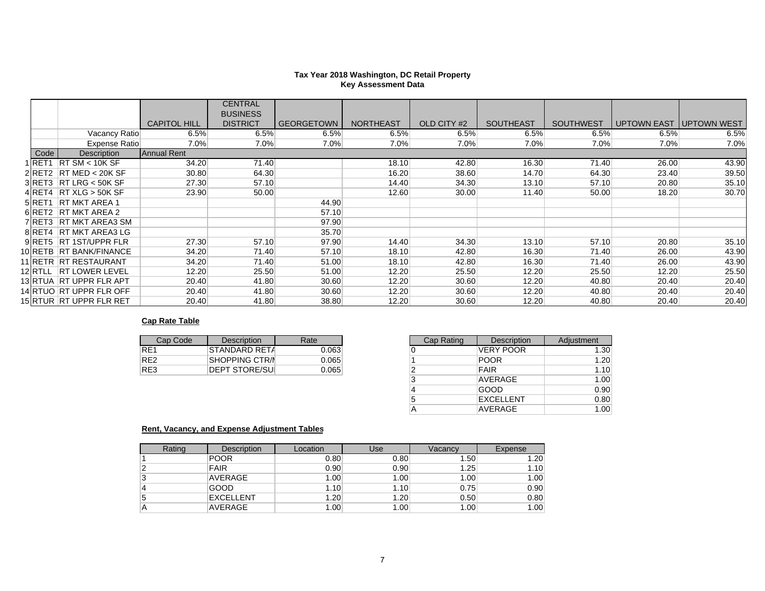**Tax Year 2018 Washington, DC Retail Property**
**Key Assessment Data**

| | | CAPITOL HILL | CENTRAL BUSINESS DISTRICT | GEORGETOWN | NORTHEAST | OLD CITY #2 | SOUTHEAST | SOUTHWEST | UPTOWN EAST | UPTOWN WEST |
|---|---|---|---|---|---|---|---|---|---|---|
| | Vacancy Ratio | 6.5% | 6.5% | 6.5% | 6.5% | 6.5% | 6.5% | 6.5% | 6.5% | 6.5% |
| | Expense Ratio | 7.0% | 7.0% | 7.0% | 7.0% | 7.0% | 7.0% | 7.0% | 7.0% | 7.0% |
| Code | Description | Annual Rent | | | | | | | | |
| 1 RET1 | RT SM < 10K SF | 34.20 | 71.40 | | 18.10 | 42.80 | 16.30 | 71.40 | 26.00 | 43.90 |
| 2 RET2 | RT MED < 20K SF | 30.80 | 64.30 | | 16.20 | 38.60 | 14.70 | 64.30 | 23.40 | 39.50 |
| 3 RET3 | RT LRG < 50K SF | 27.30 | 57.10 | | 14.40 | 34.30 | 13.10 | 57.10 | 20.80 | 35.10 |
| 4 RET4 | RT XLG > 50K SF | 23.90 | 50.00 | | 12.60 | 30.00 | 11.40 | 50.00 | 18.20 | 30.70 |
| 5 RET1 | RT MKT AREA 1 | | | 44.90 | | | | | | |
| 6 RET2 | RT MKT AREA 2 | | | 57.10 | | | | | | |
| 7 RET3 | RT MKT AREA3 SM | | | 97.90 | | | | | | |
| 8 RET4 | RT MKT AREA3 LG | | | 35.70 | | | | | | |
| 9 RET5 | RT 1ST/UPPR FLR | 27.30 | 57.10 | 97.90 | 14.40 | 34.30 | 13.10 | 57.10 | 20.80 | 35.10 |
| 10 RETB | RT BANK/FINANCE | 34.20 | 71.40 | 57.10 | 18.10 | 42.80 | 16.30 | 71.40 | 26.00 | 43.90 |
| 11 RETR | RT RESTAURANT | 34.20 | 71.40 | 51.00 | 18.10 | 42.80 | 16.30 | 71.40 | 26.00 | 43.90 |
| 12 RTLL | RT LOWER LEVEL | 12.20 | 25.50 | 51.00 | 12.20 | 25.50 | 12.20 | 25.50 | 12.20 | 25.50 |
| 13 RTUA | RT UPPR FLR APT | 20.40 | 41.80 | 30.60 | 12.20 | 30.60 | 12.20 | 40.80 | 20.40 | 20.40 |
| 14 RTUO | RT UPPR FLR OFF | 20.40 | 41.80 | 30.60 | 12.20 | 30.60 | 12.20 | 40.80 | 20.40 | 20.40 |
| 15 RTUR | RT UPPR FLR RET | 20.40 | 41.80 | 38.80 | 12.20 | 30.60 | 12.20 | 40.80 | 20.40 | 20.40 |

**Cap Rate Table**

| Cap Code | Description | Rate |
|---|---|---|
| RE1 | STANDARD RETA | 0.063 |
| RE2 | SHOPPING CTR/M | 0.065 |
| RE3 | DEPT STORE/SU | 0.065 |

| Cap Rating | Description | Adjustment |
|---|---|---|
| 0 | VERY POOR | 1.30 |
| 1 | POOR | 1.20 |
| 2 | FAIR | 1.10 |
| 3 | AVERAGE | 1.00 |
| 4 | GOOD | 0.90 |
| 5 | EXCELLENT | 0.80 |
| A | AVERAGE | 1.00 |

**Rent, Vacancy, and Expense Adjustment Tables**

| Rating | Description | Location | Use | Vacancy | Expense |
|---|---|---|---|---|---|
| 1 | POOR | 0.80 | 0.80 | 1.50 | 1.20 |
| 2 | FAIR | 0.90 | 0.90 | 1.25 | 1.10 |
| 3 | AVERAGE | 1.00 | 1.00 | 1.00 | 1.00 |
| 4 | GOOD | 1.10 | 1.10 | 0.75 | 0.90 |
| 5 | EXCELLENT | 1.20 | 1.20 | 0.50 | 0.80 |
| A | AVERAGE | 1.00 | 1.00 | 1.00 | 1.00 |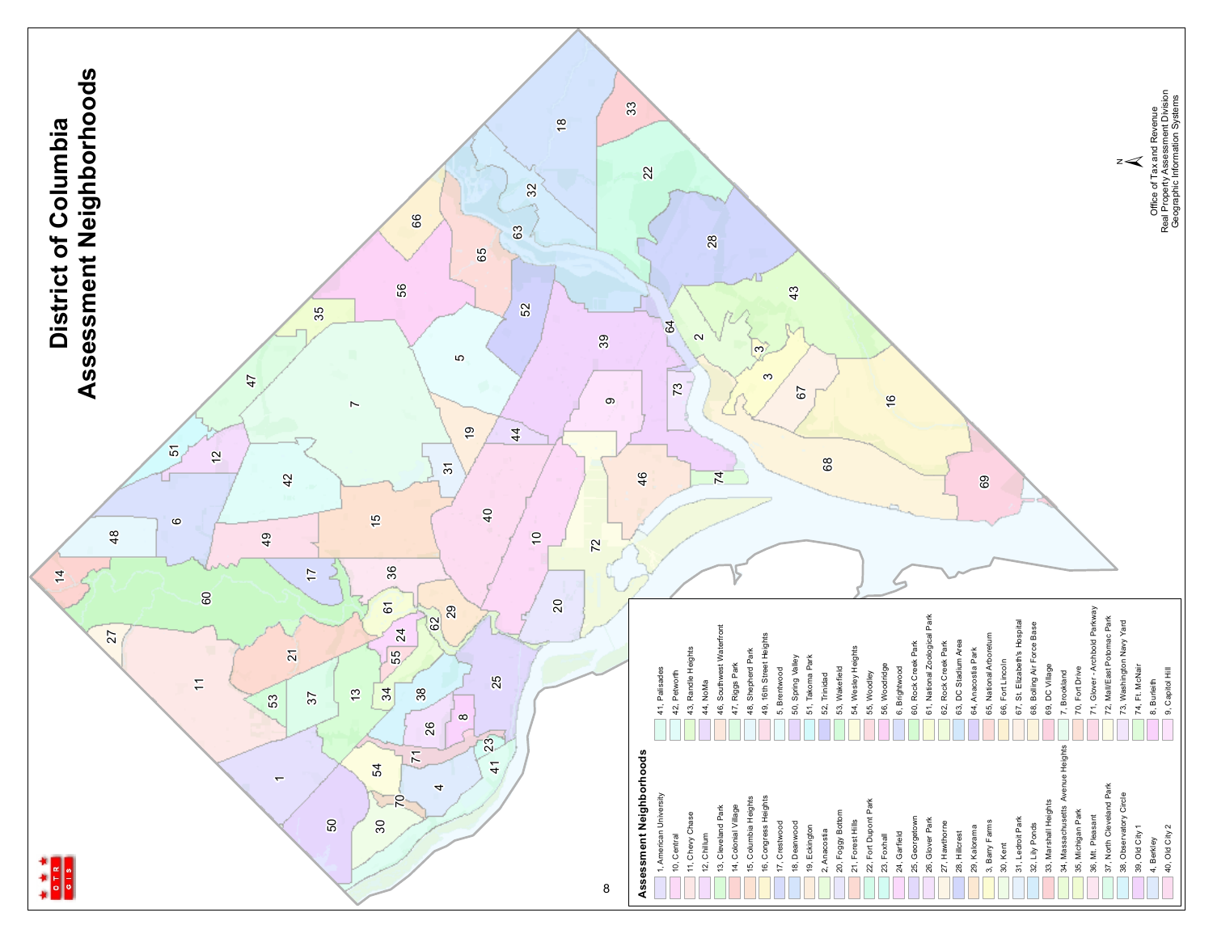# District of Columbia Assessment Neighborhoods

## Assessment Neighborhoods

- 1, American University
- 10, Central
- 11, Chevy Chase
- 12, Chillum
- 13, Cleveland Park
- 14, Colonial Village
- 15, Columbia Heights
- 16, Congress Heights
- 17, Crestwood
- 18, Deanwood
- 19, Eckington
- 2, Anacostia
- 20, Foggy Bottom
- 21, Forest Hills
- 22, Fort Dupont Park
- 23, Foxhall
- 24, Garfield
- 25, Georgetown
- 26, Glover Park
- 27, Hawthorne
- 28, Hillcrest
- 29, Kalorama
- 3, Barry Farms
- 30, Kent
- 31, Ledroit Park
- 32, Lily Ponds
- 33, Marshall Heights
- 34, Massachusetts Avenue Heights
- 35, Michigan Park
- 36, Mt. Pleasant
- 37, North Cleveland Park
- 38, Observatory Circle
- 39, Old City 1
- 4, Berkley
- 40, Old City 2
- 41, Palisades
- 42, Petworth
- 43, Randle Heights
- 44, NoMa
- 46, Southwest Waterfront
- 47, Riggs Park
- 48, Shepherd Park
- 49, 16th Street Heights
- 5, Brentwood
- 50, Spring Valley
- 51, Takoma Park
- 52, Trinidad
- 53, Wakefield
- 54, Wesley Heights
- 55, Woodley
- 56, Woodridge
- 6, Brightwood
- 60, Rock Creek Park
- 61, National Zoological Park
- 62, Rock Creek Park
- 63, DC Stadium Area
- 64, Anacostia Park
- 65, National Arboretum
- 66, Fort Lincoln
- 67, St. Elizabeth's Hospital
- 68, Bolling Air Force Base
- 69, DC Village
- 7, Brookland
- 70, Fort Drive
- 71, Glover - Archbold Parkway
- 72, Mall/East Potomac Park
- 73, Washington Navy Yard
- 74, Ft. McNair
- 8, Burleith
- 9, Capitol Hill

Office of Tax and Revenue
Real Property Assessment Division
Geographic Information Systems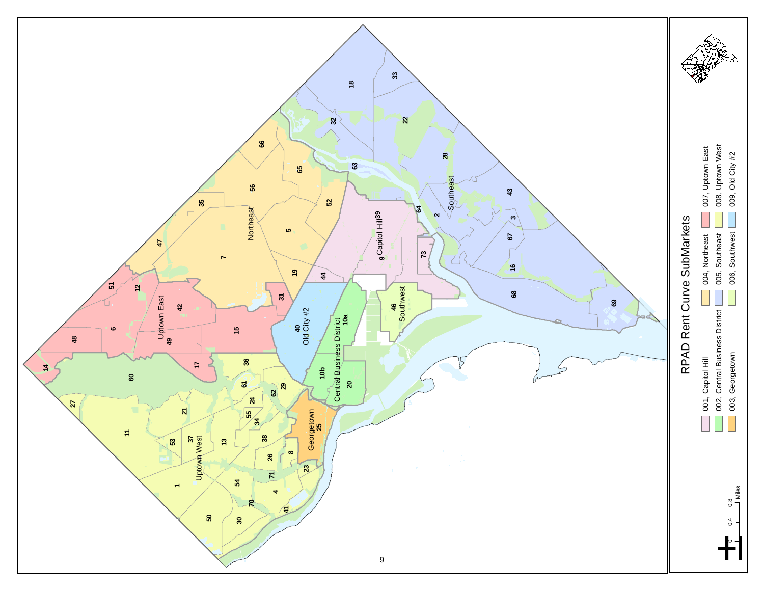# RPAD Rent Curve SubMarkets

- 001, Capitol Hill
- 002, Central Business District
- 003, Georgetown
- 004, Northeast
- 005, Southeast
- 006, Southwest
- 007, Uptown East
- 008, Uptown West
- 009, Old City #2

0 0.4 0.8 Miles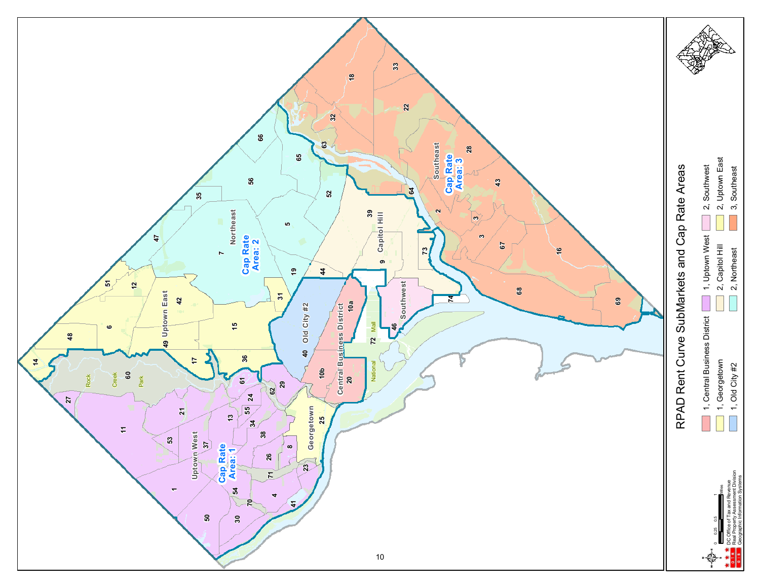# RPAD Rent Curve SubMarkets and Cap Rate Areas

1, Central Business District
1, Georgetown
1, Old City #2
1, Uptown West
2, Capitol Hill
2, Northeast
2, Southwest
2, Uptown East
3, Southeast

Cap Rate Area: 1
Cap Rate Area: 2
Cap Rate Area: 3

Uptown West
Uptown East
Georgetown
Central Business District
Old City #2
Northeast
Capitol Hill
Southwest
Southeast
Rock Creek Park
National Mall

0 0.25 0.5 1 Miles

DC Office of Tax and Revenue
Real Property Assessment Division
Geographic Information Systems